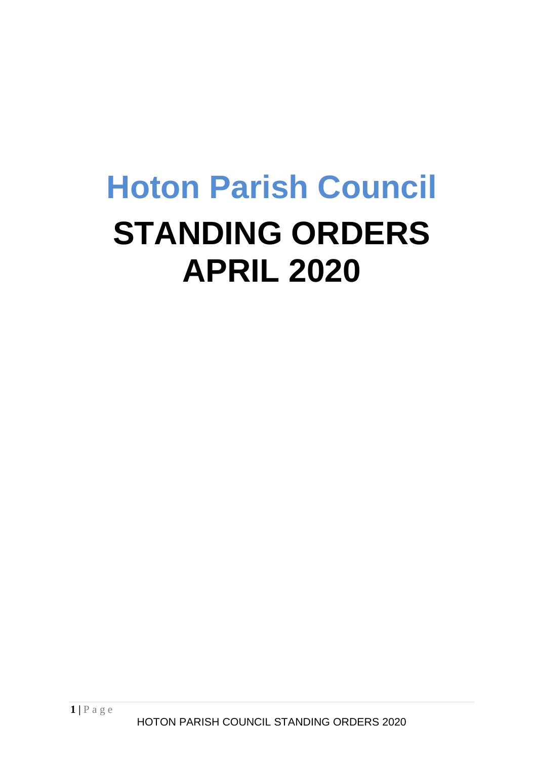# Hoton Parish Council

# STANDING ORDERS APRIL 2020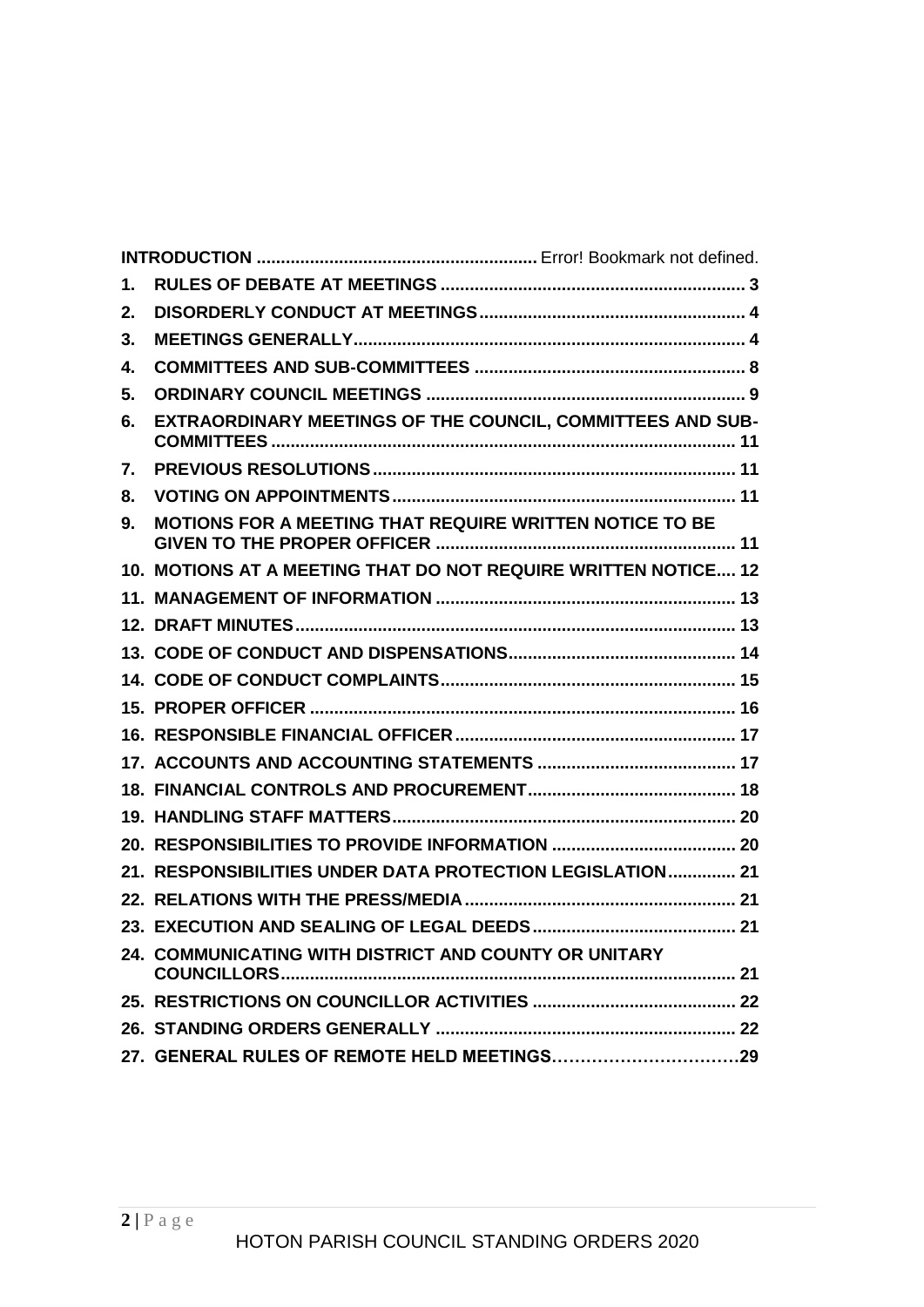| | | |
|---|---|---|
| **INTRODUCTION** | | Error! Bookmark not defined. |
| **1.** | **RULES OF DEBATE AT MEETINGS** | **3** |
| **2.** | **DISORDERLY CONDUCT AT MEETINGS** | **4** |
| **3.** | **MEETINGS GENERALLY** | **4** |
| **4.** | **COMMITTEES AND SUB-COMMITTEES** | **8** |
| **5.** | **ORDINARY COUNCIL MEETINGS** | **9** |
| **6.** | **EXTRAORDINARY MEETINGS OF THE COUNCIL, COMMITTEES AND SUB-COMMITTEES** | **11** |
| **7.** | **PREVIOUS RESOLUTIONS** | **11** |
| **8.** | **VOTING ON APPOINTMENTS** | **11** |
| **9.** | **MOTIONS FOR A MEETING THAT REQUIRE WRITTEN NOTICE TO BE GIVEN TO THE PROPER OFFICER** | **11** |
| **10.** | **MOTIONS AT A MEETING THAT DO NOT REQUIRE WRITTEN NOTICE** | **12** |
| **11.** | **MANAGEMENT OF INFORMATION** | **13** |
| **12.** | **DRAFT MINUTES** | **13** |
| **13.** | **CODE OF CONDUCT AND DISPENSATIONS** | **14** |
| **14.** | **CODE OF CONDUCT COMPLAINTS** | **15** |
| **15.** | **PROPER OFFICER** | **16** |
| **16.** | **RESPONSIBLE FINANCIAL OFFICER** | **17** |
| **17.** | **ACCOUNTS AND ACCOUNTING STATEMENTS** | **17** |
| **18.** | **FINANCIAL CONTROLS AND PROCUREMENT** | **18** |
| **19.** | **HANDLING STAFF MATTERS** | **20** |
| **20.** | **RESPONSIBILITIES TO PROVIDE INFORMATION** | **20** |
| **21.** | **RESPONSIBILITIES UNDER DATA PROTECTION LEGISLATION** | **21** |
| **22.** | **RELATIONS WITH THE PRESS/MEDIA** | **21** |
| **23.** | **EXECUTION AND SEALING OF LEGAL DEEDS** | **21** |
| **24.** | **COMMUNICATING WITH DISTRICT AND COUNTY OR UNITARY COUNCILLORS** | **21** |
| **25.** | **RESTRICTIONS ON COUNCILLOR ACTIVITIES** | **22** |
| **26.** | **STANDING ORDERS GENERALLY** | **22** |
| **27.** | **GENERAL RULES OF REMOTE HELD MEETINGS** | **29** |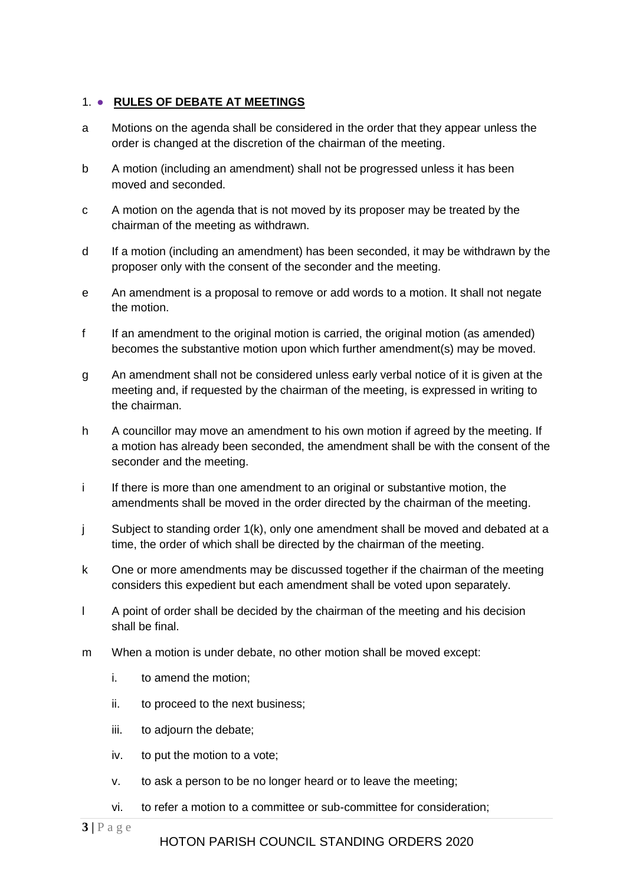## 1. RULES OF DEBATE AT MEETINGS

a Motions on the agenda shall be considered in the order that they appear unless the order is changed at the discretion of the chairman of the meeting.

b A motion (including an amendment) shall not be progressed unless it has been moved and seconded.

c A motion on the agenda that is not moved by its proposer may be treated by the chairman of the meeting as withdrawn.

d If a motion (including an amendment) has been seconded, it may be withdrawn by the proposer only with the consent of the seconder and the meeting.

e An amendment is a proposal to remove or add words to a motion. It shall not negate the motion.

f If an amendment to the original motion is carried, the original motion (as amended) becomes the substantive motion upon which further amendment(s) may be moved.

g An amendment shall not be considered unless early verbal notice of it is given at the meeting and, if requested by the chairman of the meeting, is expressed in writing to the chairman.

h A councillor may move an amendment to his own motion if agreed by the meeting. If a motion has already been seconded, the amendment shall be with the consent of the seconder and the meeting.

i If there is more than one amendment to an original or substantive motion, the amendments shall be moved in the order directed by the chairman of the meeting.

j Subject to standing order 1(k), only one amendment shall be moved and debated at a time, the order of which shall be directed by the chairman of the meeting.

k One or more amendments may be discussed together if the chairman of the meeting considers this expedient but each amendment shall be voted upon separately.

l A point of order shall be decided by the chairman of the meeting and his decision shall be final.

m When a motion is under debate, no other motion shall be moved except:

i. to amend the motion;

ii. to proceed to the next business;

iii. to adjourn the debate;

iv. to put the motion to a vote;

v. to ask a person to be no longer heard or to leave the meeting;

vi. to refer a motion to a committee or sub-committee for consideration;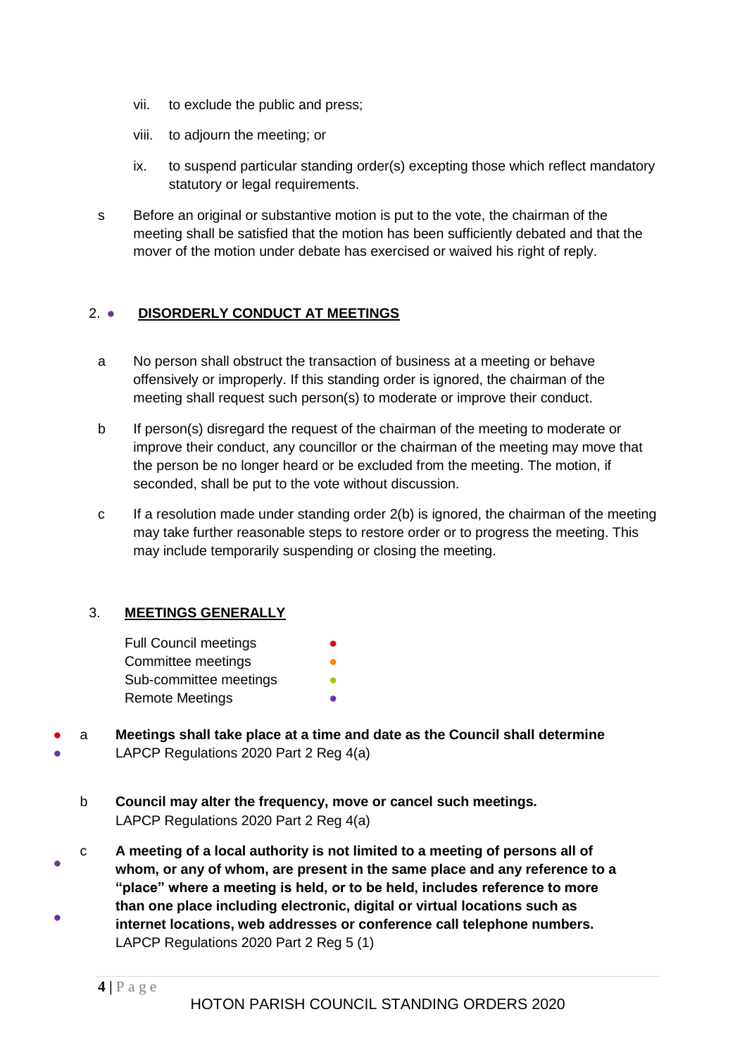vii. to exclude the public and press;

viii. to adjourn the meeting; or

ix. to suspend particular standing order(s) excepting those which reflect mandatory statutory or legal requirements.

s Before an original or substantive motion is put to the vote, the chairman of the meeting shall be satisfied that the motion has been sufficiently debated and that the mover of the motion under debate has exercised or waived his right of reply.

## 2. ● DISORDERLY CONDUCT AT MEETINGS

a No person shall obstruct the transaction of business at a meeting or behave offensively or improperly. If this standing order is ignored, the chairman of the meeting shall request such person(s) to moderate or improve their conduct.

b If person(s) disregard the request of the chairman of the meeting to moderate or improve their conduct, any councillor or the chairman of the meeting may move that the person be no longer heard or be excluded from the meeting. The motion, if seconded, shall be put to the vote without discussion.

c If a resolution made under standing order 2(b) is ignored, the chairman of the meeting may take further reasonable steps to restore order or to progress the meeting. This may include temporarily suspending or closing the meeting.

## 3. MEETINGS GENERALLY

Full Council meetings ●
Committee meetings ●
Sub-committee meetings ●
Remote Meetings ●

● ● a **Meetings shall take place at a time and date as the Council shall determine**
LAPCP Regulations 2020 Part 2 Reg 4(a)

b **Council may alter the frequency, move or cancel such meetings.**
LAPCP Regulations 2020 Part 2 Reg 4(a)

● ● c **A meeting of a local authority is not limited to a meeting of persons all of whom, or any of whom, are present in the same place and any reference to a "place" where a meeting is held, or to be held, includes reference to more than one place including electronic, digital or virtual locations such as internet locations, web addresses or conference call telephone numbers.**
LAPCP Regulations 2020 Part 2 Reg 5 (1)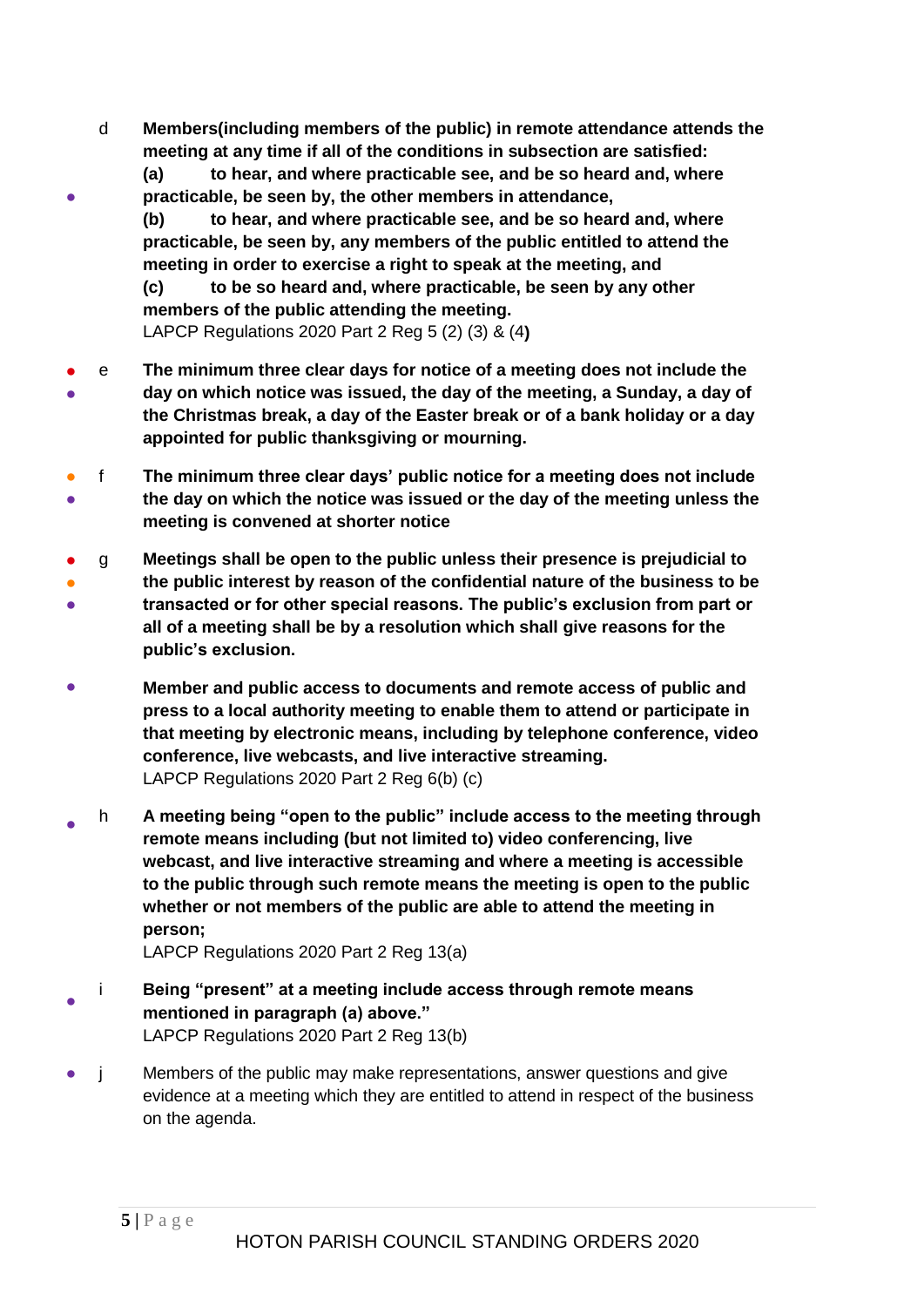d **Members(including members of the public) in remote attendance attends the meeting at any time if all of the conditions in subsection are satisfied:**
**(a) to hear, and where practicable see, and be so heard and, where practicable, be seen by, the other members in attendance,**
**(b) to hear, and where practicable see, and be so heard and, where practicable, be seen by, any members of the public entitled to attend the meeting in order to exercise a right to speak at the meeting, and**
**(c) to be so heard and, where practicable, be seen by any other members of the public attending the meeting.**
LAPCP Regulations 2020 Part 2 Reg 5 (2) (3) & (4**)**

e **The minimum three clear days for notice of a meeting does not include the day on which notice was issued, the day of the meeting, a Sunday, a day of the Christmas break, a day of the Easter break or of a bank holiday or a day appointed for public thanksgiving or mourning.**

f **The minimum three clear days' public notice for a meeting does not include the day on which the notice was issued or the day of the meeting unless the meeting is convened at shorter notice**

g **Meetings shall be open to the public unless their presence is prejudicial to the public interest by reason of the confidential nature of the business to be transacted or for other special reasons. The public's exclusion from part or all of a meeting shall be by a resolution which shall give reasons for the public's exclusion.**

**Member and public access to documents and remote access of public and press to a local authority meeting to enable them to attend or participate in that meeting by electronic means, including by telephone conference, video conference, live webcasts, and live interactive streaming.**
LAPCP Regulations 2020 Part 2 Reg 6(b) (c)

h **A meeting being "open to the public" include access to the meeting through remote means including (but not limited to) video conferencing, live webcast, and live interactive streaming and where a meeting is accessible to the public through such remote means the meeting is open to the public whether or not members of the public are able to attend the meeting in person;**
LAPCP Regulations 2020 Part 2 Reg 13(a)

i **Being "present" at a meeting include access through remote means mentioned in paragraph (a) above."**
LAPCP Regulations 2020 Part 2 Reg 13(b)

j Members of the public may make representations, answer questions and give evidence at a meeting which they are entitled to attend in respect of the business on the agenda.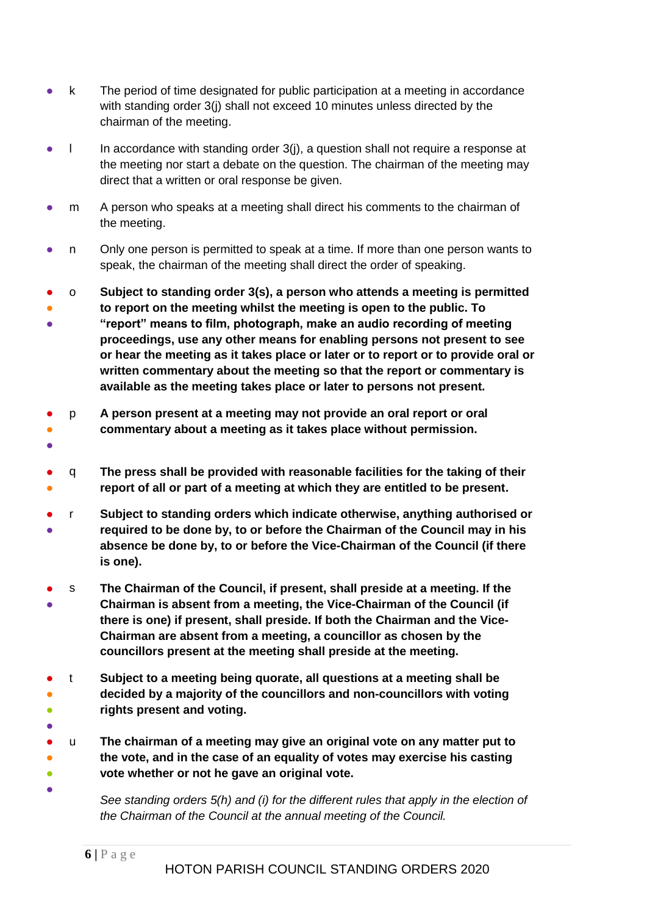k. The period of time designated for public participation at a meeting in accordance with standing order 3(j) shall not exceed 10 minutes unless directed by the chairman of the meeting.

l. In accordance with standing order 3(j), a question shall not require a response at the meeting nor start a debate on the question. The chairman of the meeting may direct that a written or oral response be given.

m. A person who speaks at a meeting shall direct his comments to the chairman of the meeting.

n. Only one person is permitted to speak at a time. If more than one person wants to speak, the chairman of the meeting shall direct the order of speaking.

o. **Subject to standing order 3(s), a person who attends a meeting is permitted to report on the meeting whilst the meeting is open to the public. To "report" means to film, photograph, make an audio recording of meeting proceedings, use any other means for enabling persons not present to see or hear the meeting as it takes place or later or to report or to provide oral or written commentary about the meeting so that the report or commentary is available as the meeting takes place or later to persons not present.**

p. **A person present at a meeting may not provide an oral report or oral commentary about a meeting as it takes place without permission.**

q. **The press shall be provided with reasonable facilities for the taking of their report of all or part of a meeting at which they are entitled to be present.**

r. **Subject to standing orders which indicate otherwise, anything authorised or required to be done by, to or before the Chairman of the Council may in his absence be done by, to or before the Vice-Chairman of the Council (if there is one).**

s. **The Chairman of the Council, if present, shall preside at a meeting. If the Chairman is absent from a meeting, the Vice-Chairman of the Council (if there is one) if present, shall preside. If both the Chairman and the Vice-Chairman are absent from a meeting, a councillor as chosen by the councillors present at the meeting shall preside at the meeting.**

t. **Subject to a meeting being quorate, all questions at a meeting shall be decided by a majority of the councillors and non-councillors with voting rights present and voting.**

u. **The chairman of a meeting may give an original vote on any matter put to the vote, and in the case of an equality of votes may exercise his casting vote whether or not he gave an original vote.**

*See standing orders 5(h) and (i) for the different rules that apply in the election of the Chairman of the Council at the annual meeting of the Council.*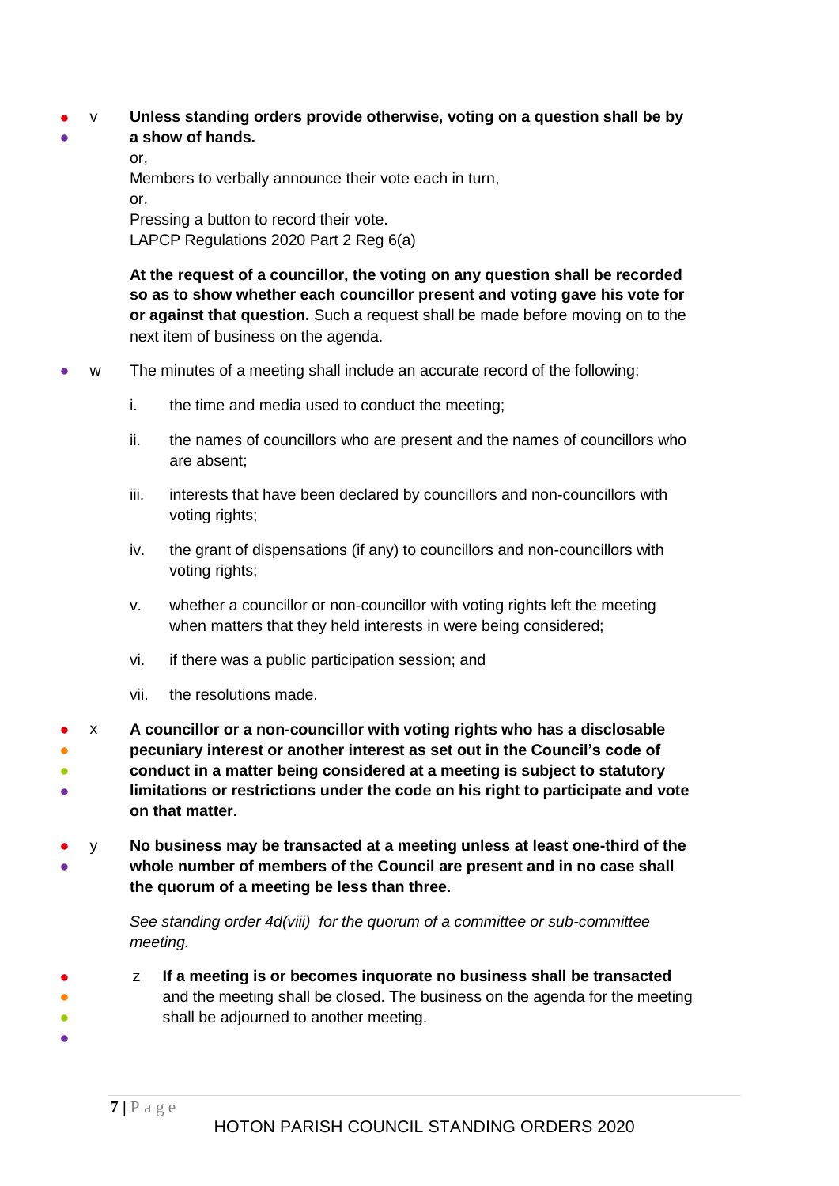v **Unless standing orders provide otherwise, voting on a question shall be by a show of hands.**

or,

Members to verbally announce their vote each in turn,

or,

Pressing a button to record their vote.

LAPCP Regulations 2020 Part 2 Reg 6(a)

**At the request of a councillor, the voting on any question shall be recorded so as to show whether each councillor present and voting gave his vote for or against that question.** Such a request shall be made before moving on to the next item of business on the agenda.

w The minutes of a meeting shall include an accurate record of the following:

i. the time and media used to conduct the meeting;

ii. the names of councillors who are present and the names of councillors who are absent;

iii. interests that have been declared by councillors and non-councillors with voting rights;

iv. the grant of dispensations (if any) to councillors and non-councillors with voting rights;

v. whether a councillor or non-councillor with voting rights left the meeting when matters that they held interests in were being considered;

vi. if there was a public participation session; and

vii. the resolutions made.

x **A councillor or a non-councillor with voting rights who has a disclosable pecuniary interest or another interest as set out in the Council's code of conduct in a matter being considered at a meeting is subject to statutory limitations or restrictions under the code on his right to participate and vote on that matter.**

y **No business may be transacted at a meeting unless at least one-third of the whole number of members of the Council are present and in no case shall the quorum of a meeting be less than three.**

*See standing order 4d(viii) for the quorum of a committee or sub-committee meeting.*

z **If a meeting is or becomes inquorate no business shall be transacted** and the meeting shall be closed. The business on the agenda for the meeting shall be adjourned to another meeting.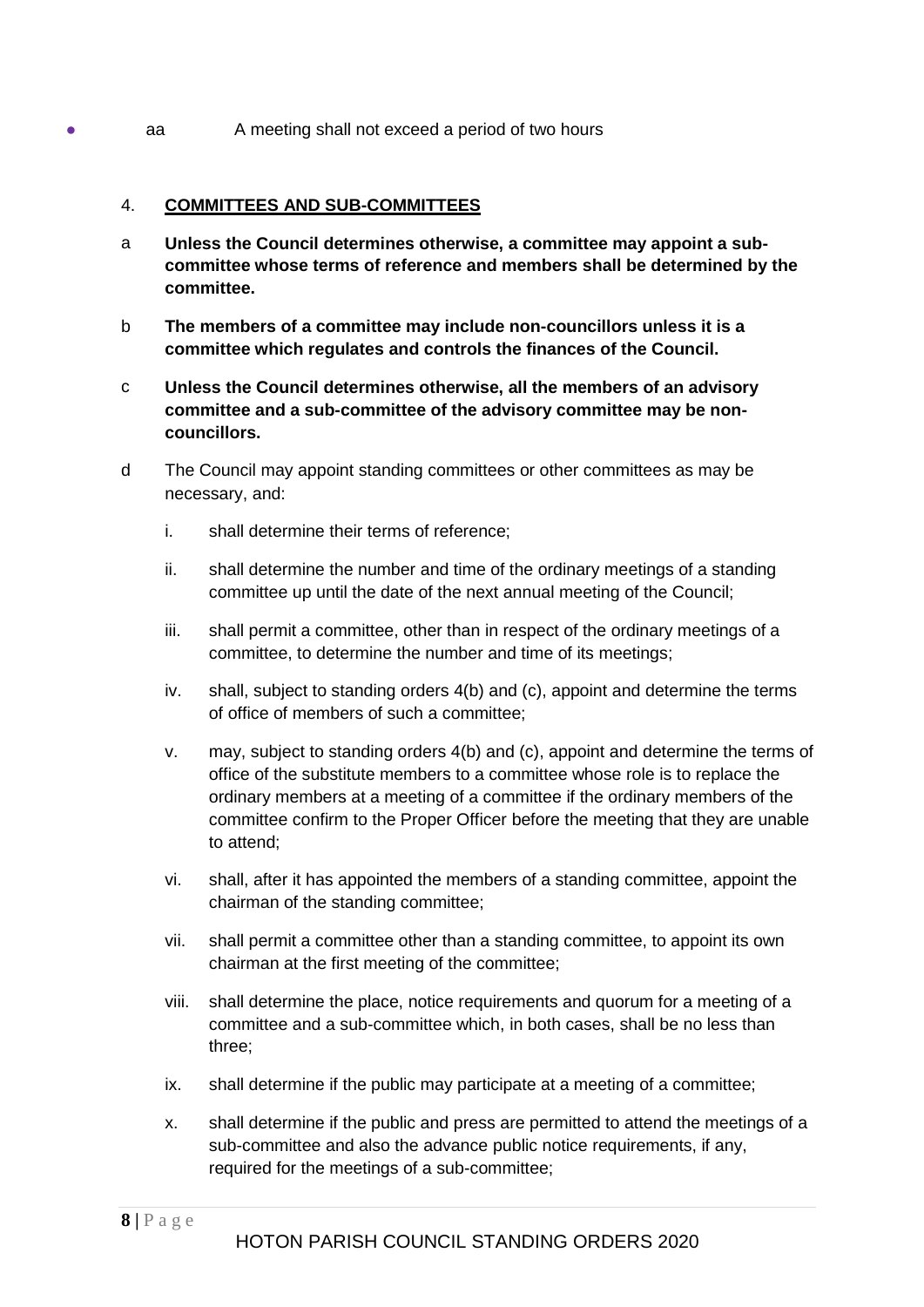- aa A meeting shall not exceed a period of two hours

4. **COMMITTEES AND SUB-COMMITTEES**

a **Unless the Council determines otherwise, a committee may appoint a sub-committee whose terms of reference and members shall be determined by the committee.**

b **The members of a committee may include non-councillors unless it is a committee which regulates and controls the finances of the Council.**

c **Unless the Council determines otherwise, all the members of an advisory committee and a sub-committee of the advisory committee may be non-councillors.**

d The Council may appoint standing committees or other committees as may be necessary, and:

i. shall determine their terms of reference;

ii. shall determine the number and time of the ordinary meetings of a standing committee up until the date of the next annual meeting of the Council;

iii. shall permit a committee, other than in respect of the ordinary meetings of a committee, to determine the number and time of its meetings;

iv. shall, subject to standing orders 4(b) and (c), appoint and determine the terms of office of members of such a committee;

v. may, subject to standing orders 4(b) and (c), appoint and determine the terms of office of the substitute members to a committee whose role is to replace the ordinary members at a meeting of a committee if the ordinary members of the committee confirm to the Proper Officer before the meeting that they are unable to attend;

vi. shall, after it has appointed the members of a standing committee, appoint the chairman of the standing committee;

vii. shall permit a committee other than a standing committee, to appoint its own chairman at the first meeting of the committee;

viii. shall determine the place, notice requirements and quorum for a meeting of a committee and a sub-committee which, in both cases, shall be no less than three;

ix. shall determine if the public may participate at a meeting of a committee;

x. shall determine if the public and press are permitted to attend the meetings of a sub-committee and also the advance public notice requirements, if any, required for the meetings of a sub-committee;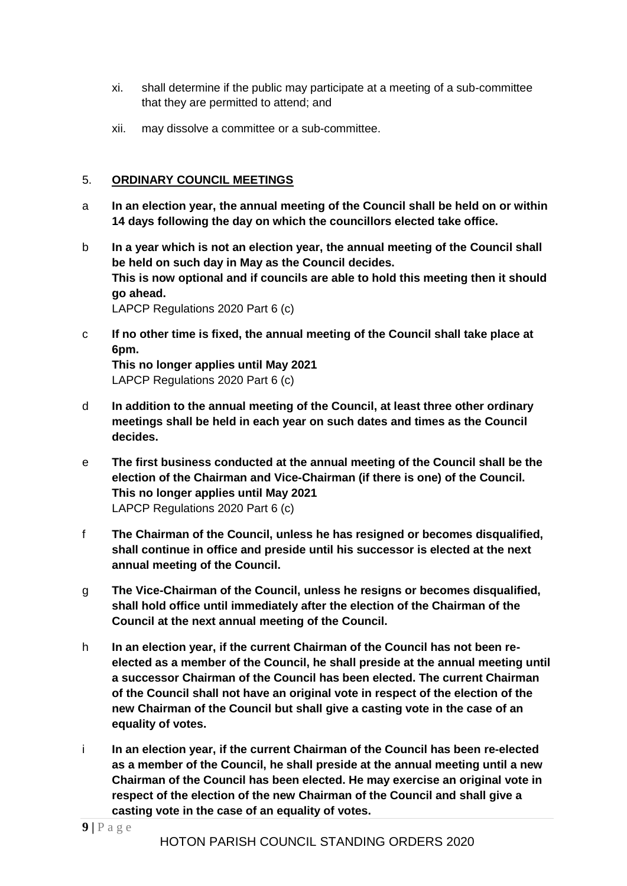xi. shall determine if the public may participate at a meeting of a sub-committee that they are permitted to attend; and

xii. may dissolve a committee or a sub-committee.

## 5. **ORDINARY COUNCIL MEETINGS**

a **In an election year, the annual meeting of the Council shall be held on or within 14 days following the day on which the councillors elected take office.**

b **In a year which is not an election year, the annual meeting of the Council shall be held on such day in May as the Council decides.**
**This is now optional and if councils are able to hold this meeting then it should go ahead.**
LAPCP Regulations 2020 Part 6 (c)

c **If no other time is fixed, the annual meeting of the Council shall take place at 6pm.**
**This no longer applies until May 2021**
LAPCP Regulations 2020 Part 6 (c)

d **In addition to the annual meeting of the Council, at least three other ordinary meetings shall be held in each year on such dates and times as the Council decides.**

e **The first business conducted at the annual meeting of the Council shall be the election of the Chairman and Vice-Chairman (if there is one) of the Council.**
**This no longer applies until May 2021**
LAPCP Regulations 2020 Part 6 (c)

f **The Chairman of the Council, unless he has resigned or becomes disqualified, shall continue in office and preside until his successor is elected at the next annual meeting of the Council.**

g **The Vice-Chairman of the Council, unless he resigns or becomes disqualified, shall hold office until immediately after the election of the Chairman of the Council at the next annual meeting of the Council.**

h **In an election year, if the current Chairman of the Council has not been re-elected as a member of the Council, he shall preside at the annual meeting until a successor Chairman of the Council has been elected. The current Chairman of the Council shall not have an original vote in respect of the election of the new Chairman of the Council but shall give a casting vote in the case of an equality of votes.**

i **In an election year, if the current Chairman of the Council has been re-elected as a member of the Council, he shall preside at the annual meeting until a new Chairman of the Council has been elected. He may exercise an original vote in respect of the election of the new Chairman of the Council and shall give a casting vote in the case of an equality of votes.**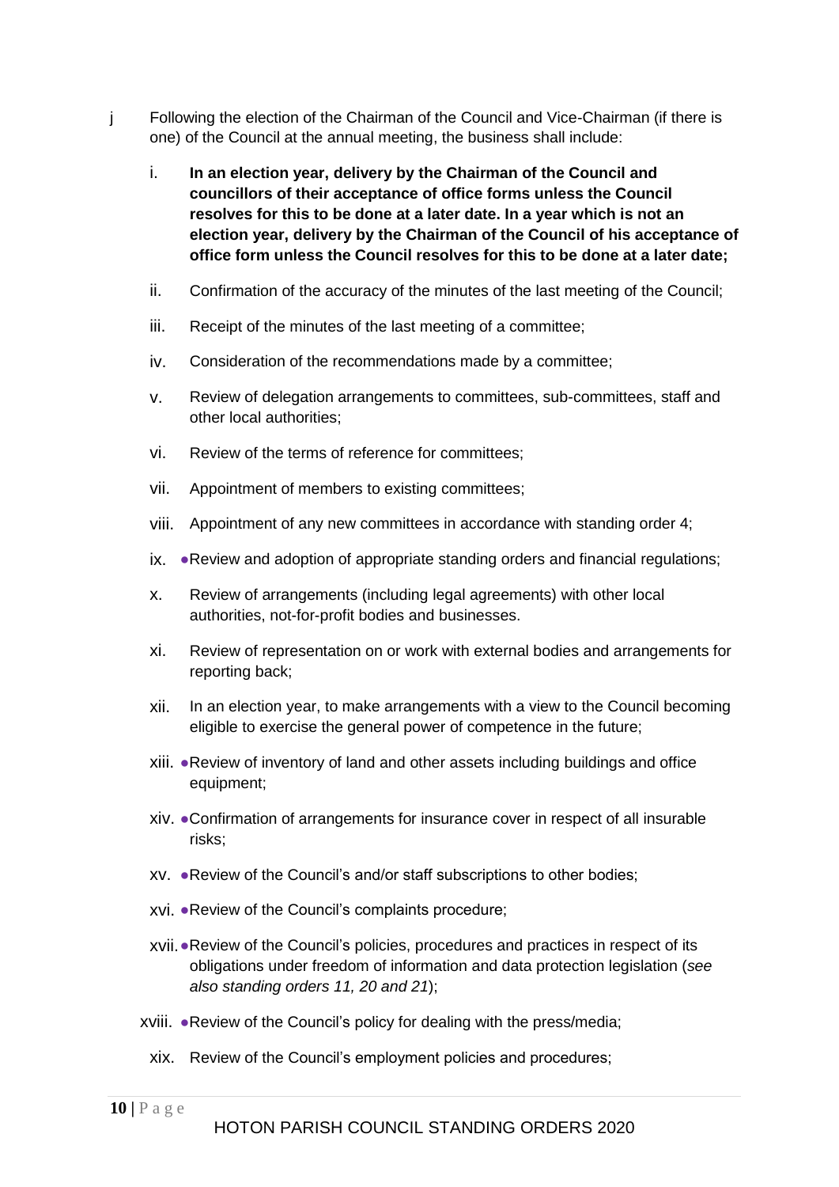j Following the election of the Chairman of the Council and Vice-Chairman (if there is one) of the Council at the annual meeting, the business shall include:

i. **In an election year, delivery by the Chairman of the Council and councillors of their acceptance of office forms unless the Council resolves for this to be done at a later date. In a year which is not an election year, delivery by the Chairman of the Council of his acceptance of office form unless the Council resolves for this to be done at a later date;**

ii. Confirmation of the accuracy of the minutes of the last meeting of the Council;

iii. Receipt of the minutes of the last meeting of a committee;

iv. Consideration of the recommendations made by a committee;

v. Review of delegation arrangements to committees, sub-committees, staff and other local authorities;

vi. Review of the terms of reference for committees;

vii. Appointment of members to existing committees;

viii. Appointment of any new committees in accordance with standing order 4;

ix. ●Review and adoption of appropriate standing orders and financial regulations;

x. Review of arrangements (including legal agreements) with other local authorities, not-for-profit bodies and businesses.

xi. Review of representation on or work with external bodies and arrangements for reporting back;

xii. In an election year, to make arrangements with a view to the Council becoming eligible to exercise the general power of competence in the future;

xiii. ●Review of inventory of land and other assets including buildings and office equipment;

xiv. ●Confirmation of arrangements for insurance cover in respect of all insurable risks;

xv. ●Review of the Council's and/or staff subscriptions to other bodies;

xvi. ●Review of the Council's complaints procedure;

xvii. ●Review of the Council's policies, procedures and practices in respect of its obligations under freedom of information and data protection legislation (*see also standing orders 11, 20 and 21*);

xviii. ●Review of the Council's policy for dealing with the press/media;

xix. Review of the Council's employment policies and procedures;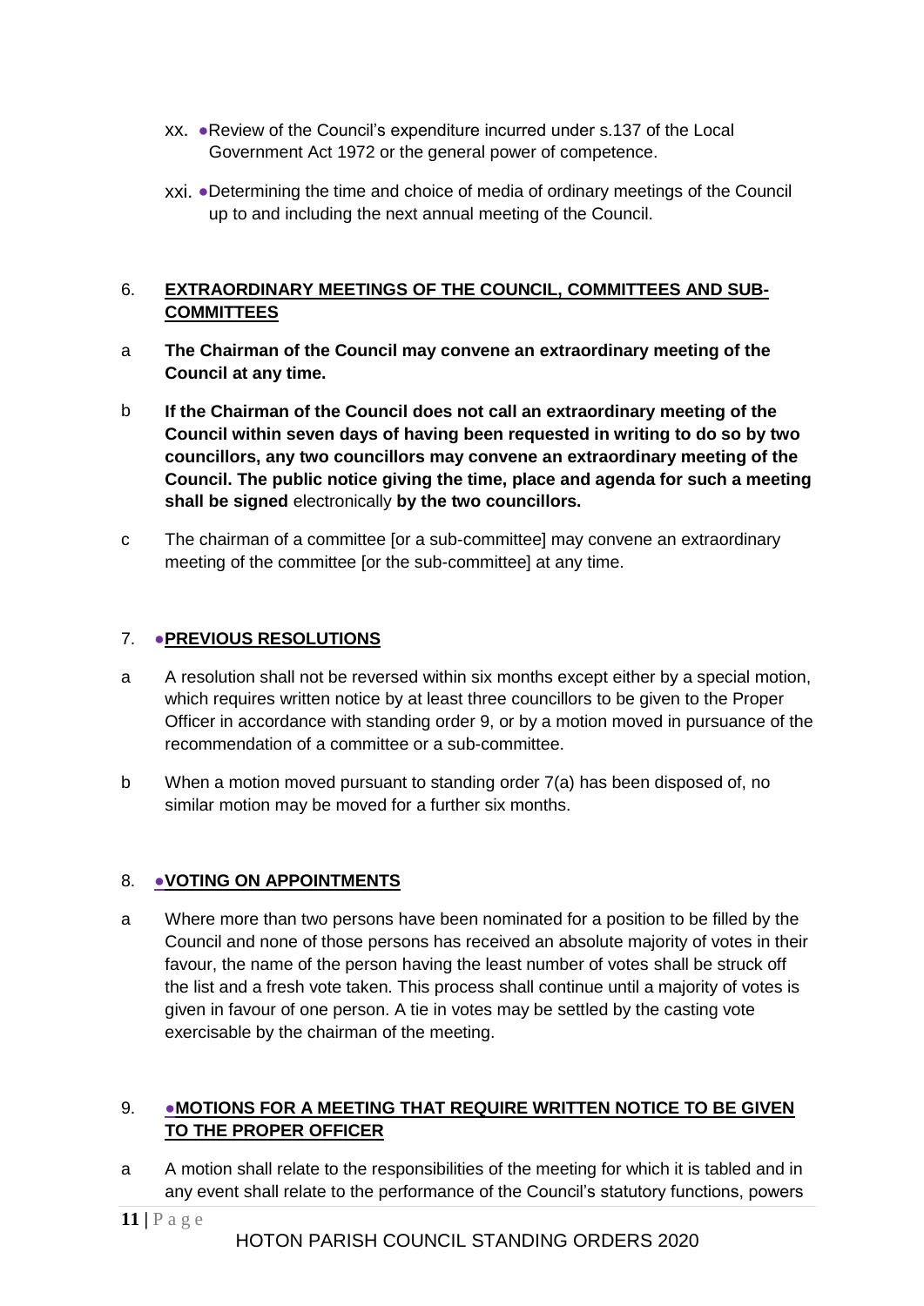xx. ●Review of the Council's expenditure incurred under s.137 of the Local Government Act 1972 or the general power of competence.

xxi. ●Determining the time and choice of media of ordinary meetings of the Council up to and including the next annual meeting of the Council.

## 6. EXTRAORDINARY MEETINGS OF THE COUNCIL, COMMITTEES AND SUB-COMMITTEES

a **The Chairman of the Council may convene an extraordinary meeting of the Council at any time.**

b **If the Chairman of the Council does not call an extraordinary meeting of the Council within seven days of having been requested in writing to do so by two councillors, any two councillors may convene an extraordinary meeting of the Council. The public notice giving the time, place and agenda for such a meeting shall be signed** electronically **by the two councillors.**

c The chairman of a committee [or a sub-committee] may convene an extraordinary meeting of the committee [or the sub-committee] at any time.

## 7. ●PREVIOUS RESOLUTIONS

a A resolution shall not be reversed within six months except either by a special motion, which requires written notice by at least three councillors to be given to the Proper Officer in accordance with standing order 9, or by a motion moved in pursuance of the recommendation of a committee or a sub-committee.

b When a motion moved pursuant to standing order 7(a) has been disposed of, no similar motion may be moved for a further six months.

## 8. ●VOTING ON APPOINTMENTS

a Where more than two persons have been nominated for a position to be filled by the Council and none of those persons has received an absolute majority of votes in their favour, the name of the person having the least number of votes shall be struck off the list and a fresh vote taken. This process shall continue until a majority of votes is given in favour of one person. A tie in votes may be settled by the casting vote exercisable by the chairman of the meeting.

## 9. ●MOTIONS FOR A MEETING THAT REQUIRE WRITTEN NOTICE TO BE GIVEN TO THE PROPER OFFICER

a A motion shall relate to the responsibilities of the meeting for which it is tabled and in any event shall relate to the performance of the Council's statutory functions, powers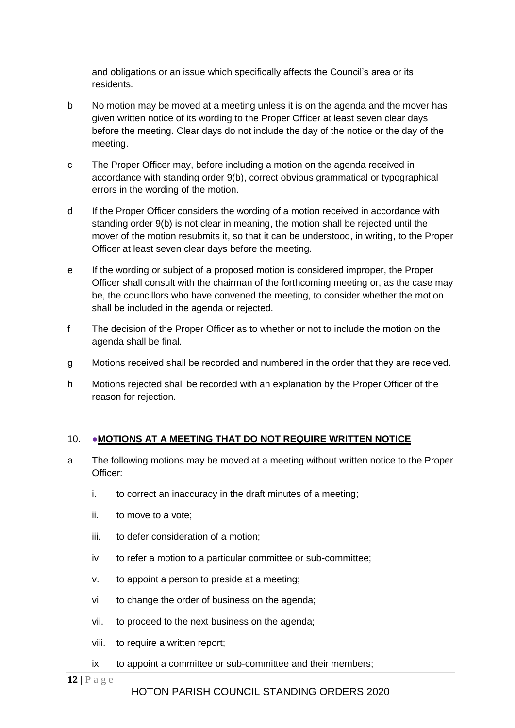and obligations or an issue which specifically affects the Council's area or its residents.

b No motion may be moved at a meeting unless it is on the agenda and the mover has given written notice of its wording to the Proper Officer at least seven clear days before the meeting. Clear days do not include the day of the notice or the day of the meeting.

c The Proper Officer may, before including a motion on the agenda received in accordance with standing order 9(b), correct obvious grammatical or typographical errors in the wording of the motion.

d If the Proper Officer considers the wording of a motion received in accordance with standing order 9(b) is not clear in meaning, the motion shall be rejected until the mover of the motion resubmits it, so that it can be understood, in writing, to the Proper Officer at least seven clear days before the meeting.

e If the wording or subject of a proposed motion is considered improper, the Proper Officer shall consult with the chairman of the forthcoming meeting or, as the case may be, the councillors who have convened the meeting, to consider whether the motion shall be included in the agenda or rejected.

f The decision of the Proper Officer as to whether or not to include the motion on the agenda shall be final.

g Motions received shall be recorded and numbered in the order that they are received.

h Motions rejected shall be recorded with an explanation by the Proper Officer of the reason for rejection.

## 10. ●**MOTIONS AT A MEETING THAT DO NOT REQUIRE WRITTEN NOTICE**

a The following motions may be moved at a meeting without written notice to the Proper Officer:

i. to correct an inaccuracy in the draft minutes of a meeting;

ii. to move to a vote;

iii. to defer consideration of a motion;

iv. to refer a motion to a particular committee or sub-committee;

v. to appoint a person to preside at a meeting;

vi. to change the order of business on the agenda;

vii. to proceed to the next business on the agenda;

viii. to require a written report;

ix. to appoint a committee or sub-committee and their members;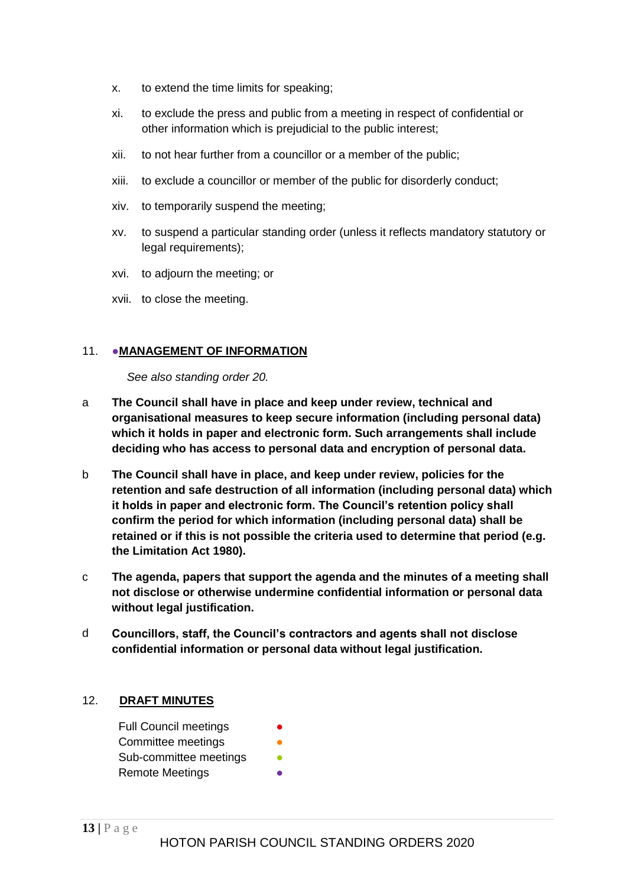x. to extend the time limits for speaking;

xi. to exclude the press and public from a meeting in respect of confidential or other information which is prejudicial to the public interest;

xii. to not hear further from a councillor or a member of the public;

xiii. to exclude a councillor or member of the public for disorderly conduct;

xiv. to temporarily suspend the meeting;

xv. to suspend a particular standing order (unless it reflects mandatory statutory or legal requirements);

xvi. to adjourn the meeting; or

xvii. to close the meeting.

## 11. ●MANAGEMENT OF INFORMATION

*See also standing order 20.*

a **The Council shall have in place and keep under review, technical and organisational measures to keep secure information (including personal data) which it holds in paper and electronic form. Such arrangements shall include deciding who has access to personal data and encryption of personal data.**

b **The Council shall have in place, and keep under review, policies for the retention and safe destruction of all information (including personal data) which it holds in paper and electronic form. The Council's retention policy shall confirm the period for which information (including personal data) shall be retained or if this is not possible the criteria used to determine that period (e.g. the Limitation Act 1980).**

c **The agenda, papers that support the agenda and the minutes of a meeting shall not disclose or otherwise undermine confidential information or personal data without legal justification.**

d **Councillors, staff, the Council's contractors and agents shall not disclose confidential information or personal data without legal justification.**

## 12. DRAFT MINUTES

Full Council meetings ●
Committee meetings ●
Sub-committee meetings ●
Remote Meetings ●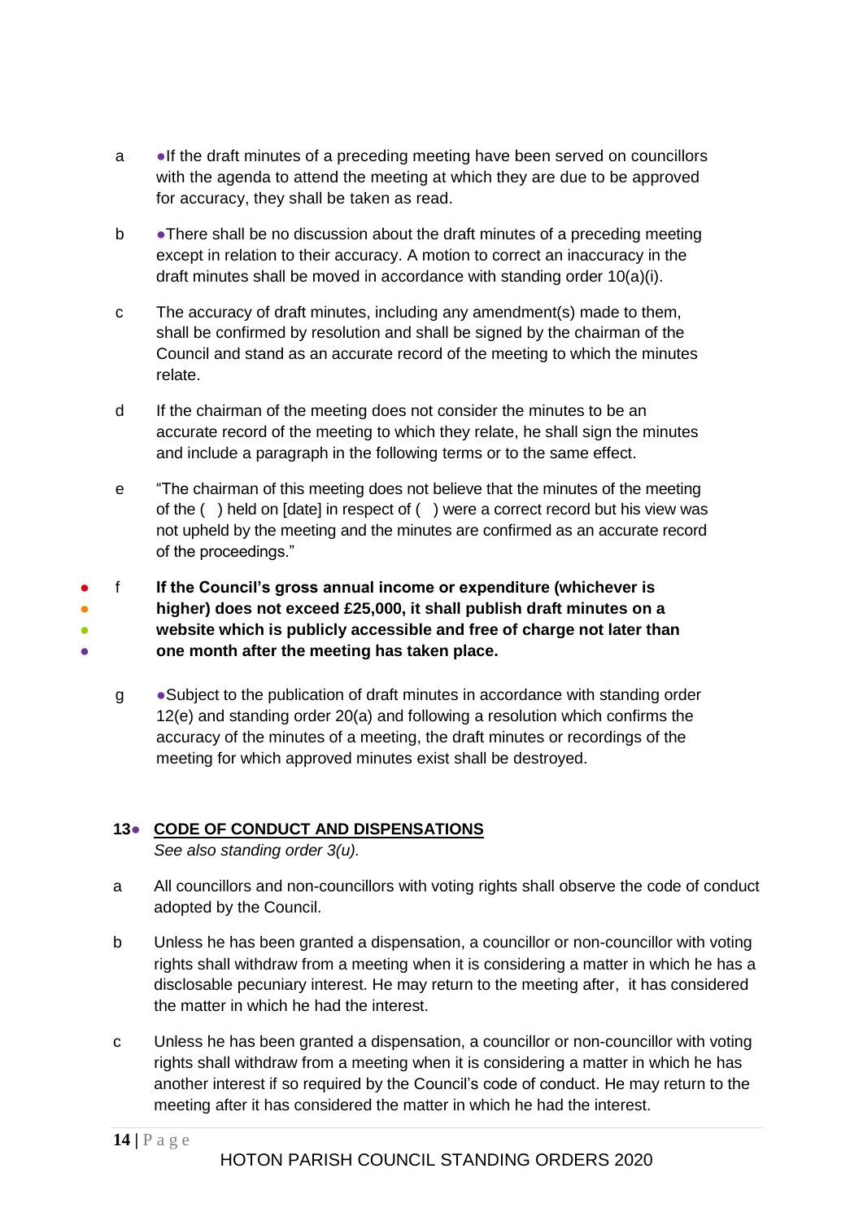a ●If the draft minutes of a preceding meeting have been served on councillors with the agenda to attend the meeting at which they are due to be approved for accuracy, they shall be taken as read.

b ●There shall be no discussion about the draft minutes of a preceding meeting except in relation to their accuracy. A motion to correct an inaccuracy in the draft minutes shall be moved in accordance with standing order 10(a)(i).

c The accuracy of draft minutes, including any amendment(s) made to them, shall be confirmed by resolution and shall be signed by the chairman of the Council and stand as an accurate record of the meeting to which the minutes relate.

d If the chairman of the meeting does not consider the minutes to be an accurate record of the meeting to which they relate, he shall sign the minutes and include a paragraph in the following terms or to the same effect.

e "The chairman of this meeting does not believe that the minutes of the meeting of the ( ) held on [date] in respect of ( ) were a correct record but his view was not upheld by the meeting and the minutes are confirmed as an accurate record of the proceedings."

● ● ● ● f **If the Council's gross annual income or expenditure (whichever is higher) does not exceed £25,000, it shall publish draft minutes on a website which is publicly accessible and free of charge not later than one month after the meeting has taken place.**

g ●Subject to the publication of draft minutes in accordance with standing order 12(e) and standing order 20(a) and following a resolution which confirms the accuracy of the minutes of a meeting, the draft minutes or recordings of the meeting for which approved minutes exist shall be destroyed.

## 13● CODE OF CONDUCT AND DISPENSATIONS

*See also standing order 3(u).*

a All councillors and non-councillors with voting rights shall observe the code of conduct adopted by the Council.

b Unless he has been granted a dispensation, a councillor or non-councillor with voting rights shall withdraw from a meeting when it is considering a matter in which he has a disclosable pecuniary interest. He may return to the meeting after, it has considered the matter in which he had the interest.

c Unless he has been granted a dispensation, a councillor or non-councillor with voting rights shall withdraw from a meeting when it is considering a matter in which he has another interest if so required by the Council's code of conduct. He may return to the meeting after it has considered the matter in which he had the interest.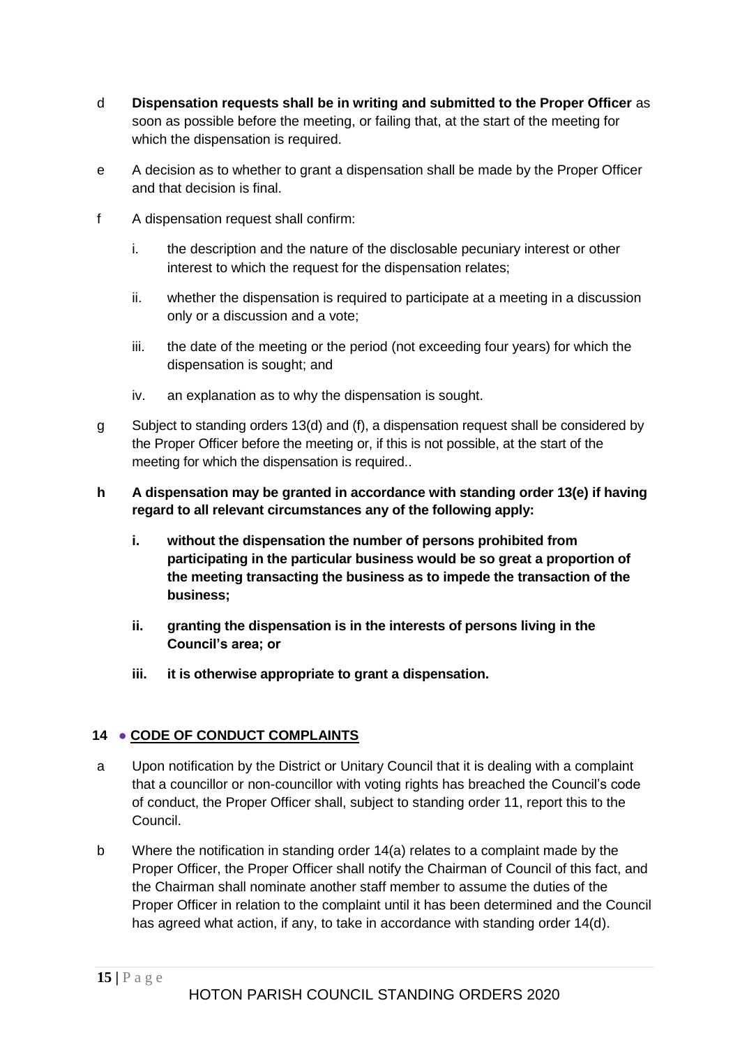d **Dispensation requests shall be in writing and submitted to the Proper Officer** as soon as possible before the meeting, or failing that, at the start of the meeting for which the dispensation is required.

e A decision as to whether to grant a dispensation shall be made by the Proper Officer and that decision is final.

f A dispensation request shall confirm:

i. the description and the nature of the disclosable pecuniary interest or other interest to which the request for the dispensation relates;

ii. whether the dispensation is required to participate at a meeting in a discussion only or a discussion and a vote;

iii. the date of the meeting or the period (not exceeding four years) for which the dispensation is sought; and

iv. an explanation as to why the dispensation is sought.

g Subject to standing orders 13(d) and (f), a dispensation request shall be considered by the Proper Officer before the meeting or, if this is not possible, at the start of the meeting for which the dispensation is required..

**h A dispensation may be granted in accordance with standing order 13(e) if having regard to all relevant circumstances any of the following apply:**

**i. without the dispensation the number of persons prohibited from participating in the particular business would be so great a proportion of the meeting transacting the business as to impede the transaction of the business;**

**ii. granting the dispensation is in the interests of persons living in the Council's area; or**

**iii. it is otherwise appropriate to grant a dispensation.**

## 14 ● CODE OF CONDUCT COMPLAINTS

a Upon notification by the District or Unitary Council that it is dealing with a complaint that a councillor or non-councillor with voting rights has breached the Council's code of conduct, the Proper Officer shall, subject to standing order 11, report this to the Council.

b Where the notification in standing order 14(a) relates to a complaint made by the Proper Officer, the Proper Officer shall notify the Chairman of Council of this fact, and the Chairman shall nominate another staff member to assume the duties of the Proper Officer in relation to the complaint until it has been determined and the Council has agreed what action, if any, to take in accordance with standing order 14(d).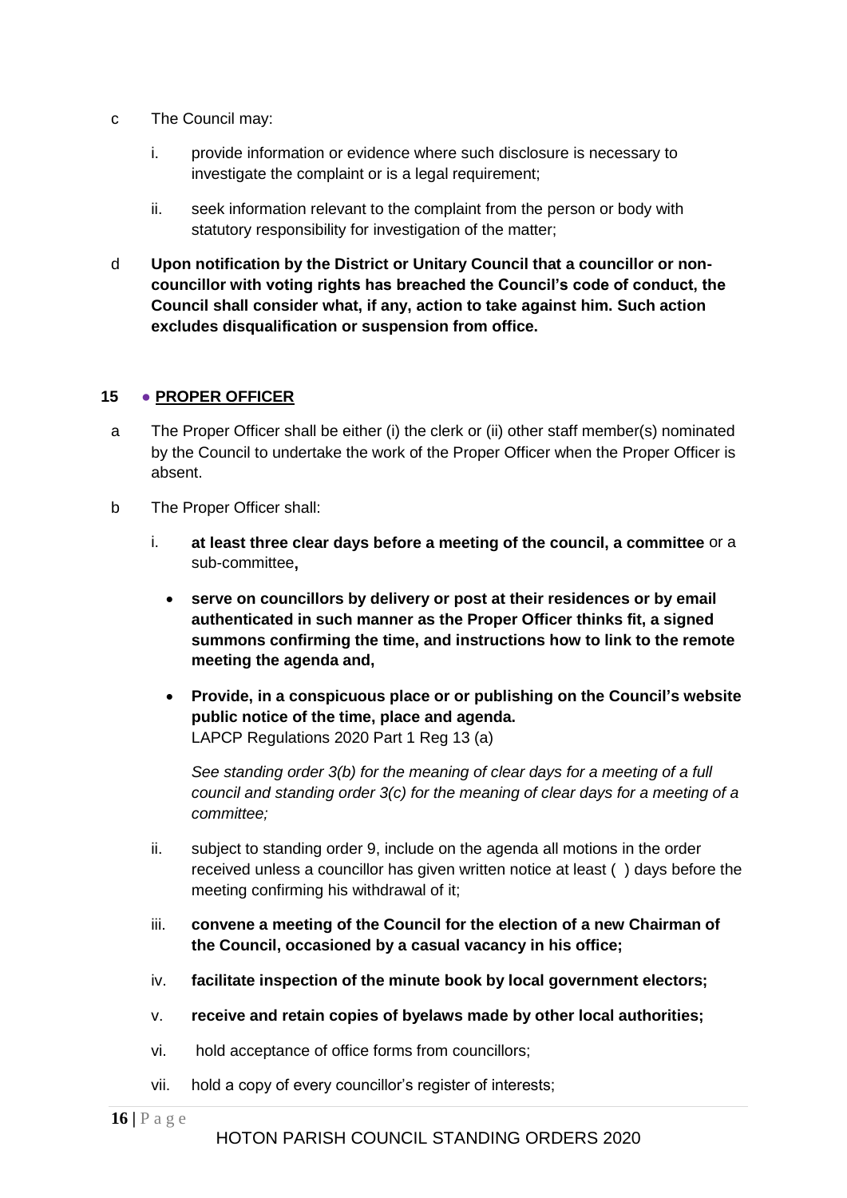c The Council may:

i. provide information or evidence where such disclosure is necessary to investigate the complaint or is a legal requirement;

ii. seek information relevant to the complaint from the person or body with statutory responsibility for investigation of the matter;

d **Upon notification by the District or Unitary Council that a councillor or non-councillor with voting rights has breached the Council's code of conduct, the Council shall consider what, if any, action to take against him. Such action excludes disqualification or suspension from office.**

## 15 ● PROPER OFFICER

a The Proper Officer shall be either (i) the clerk or (ii) other staff member(s) nominated by the Council to undertake the work of the Proper Officer when the Proper Officer is absent.

b The Proper Officer shall:

i. **at least three clear days before a meeting of the council, a committee** or a sub-committee**,**

- **serve on councillors by delivery or post at their residences or by email authenticated in such manner as the Proper Officer thinks fit, a signed summons confirming the time, and instructions how to link to the remote meeting the agenda and,**
- **Provide, in a conspicuous place or or publishing on the Council's website public notice of the time, place and agenda.**
  LAPCP Regulations 2020 Part 1 Reg 13 (a)

  *See standing order 3(b) for the meaning of clear days for a meeting of a full council and standing order 3(c) for the meaning of clear days for a meeting of a committee;*

ii. subject to standing order 9, include on the agenda all motions in the order received unless a councillor has given written notice at least ( ) days before the meeting confirming his withdrawal of it;

iii. **convene a meeting of the Council for the election of a new Chairman of the Council, occasioned by a casual vacancy in his office;**

iv. **facilitate inspection of the minute book by local government electors;**

v. **receive and retain copies of byelaws made by other local authorities;**

vi. hold acceptance of office forms from councillors;

vii. hold a copy of every councillor's register of interests;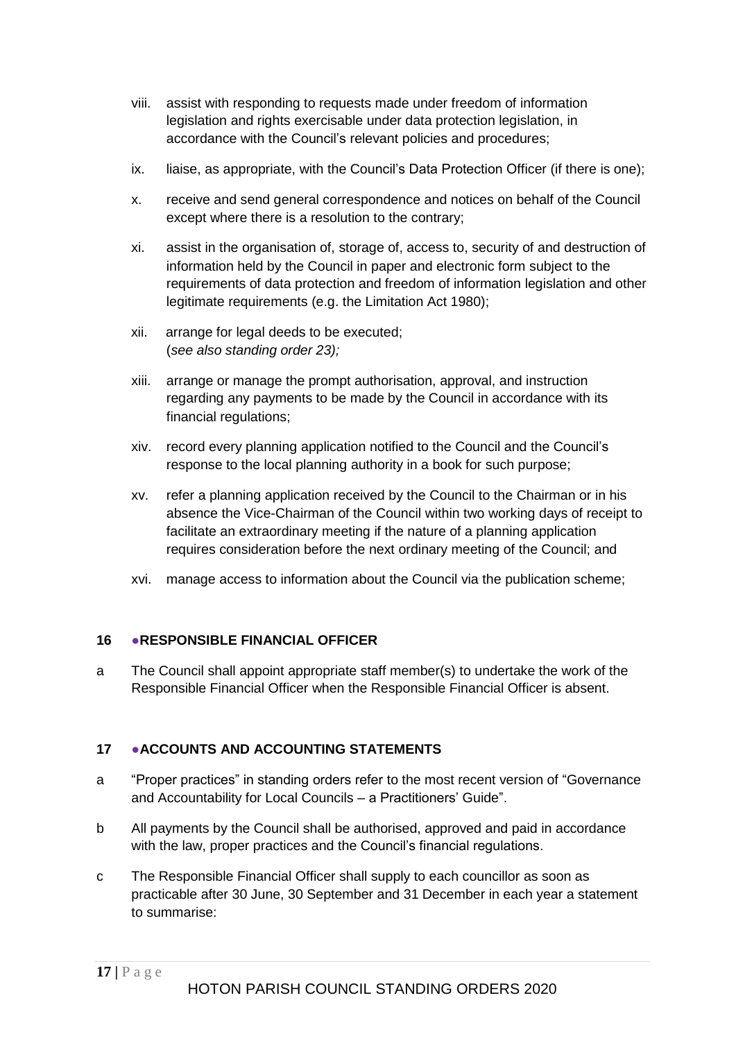viii. assist with responding to requests made under freedom of information legislation and rights exercisable under data protection legislation, in accordance with the Council's relevant policies and procedures;

ix. liaise, as appropriate, with the Council's Data Protection Officer (if there is one);

x. receive and send general correspondence and notices on behalf of the Council except where there is a resolution to the contrary;

xi. assist in the organisation of, storage of, access to, security of and destruction of information held by the Council in paper and electronic form subject to the requirements of data protection and freedom of information legislation and other legitimate requirements (e.g. the Limitation Act 1980);

xii. arrange for legal deeds to be executed;
(*see also standing order 23);*

xiii. arrange or manage the prompt authorisation, approval, and instruction regarding any payments to be made by the Council in accordance with its financial regulations;

xiv. record every planning application notified to the Council and the Council's response to the local planning authority in a book for such purpose;

xv. refer a planning application received by the Council to the Chairman or in his absence the Vice-Chairman of the Council within two working days of receipt to facilitate an extraordinary meeting if the nature of a planning application requires consideration before the next ordinary meeting of the Council; and

xvi. manage access to information about the Council via the publication scheme;

## 16 ●RESPONSIBLE FINANCIAL OFFICER

a The Council shall appoint appropriate staff member(s) to undertake the work of the Responsible Financial Officer when the Responsible Financial Officer is absent.

## 17 ●ACCOUNTS AND ACCOUNTING STATEMENTS

a "Proper practices" in standing orders refer to the most recent version of "Governance and Accountability for Local Councils – a Practitioners' Guide".

b All payments by the Council shall be authorised, approved and paid in accordance with the law, proper practices and the Council's financial regulations.

c The Responsible Financial Officer shall supply to each councillor as soon as practicable after 30 June, 30 September and 31 December in each year a statement to summarise: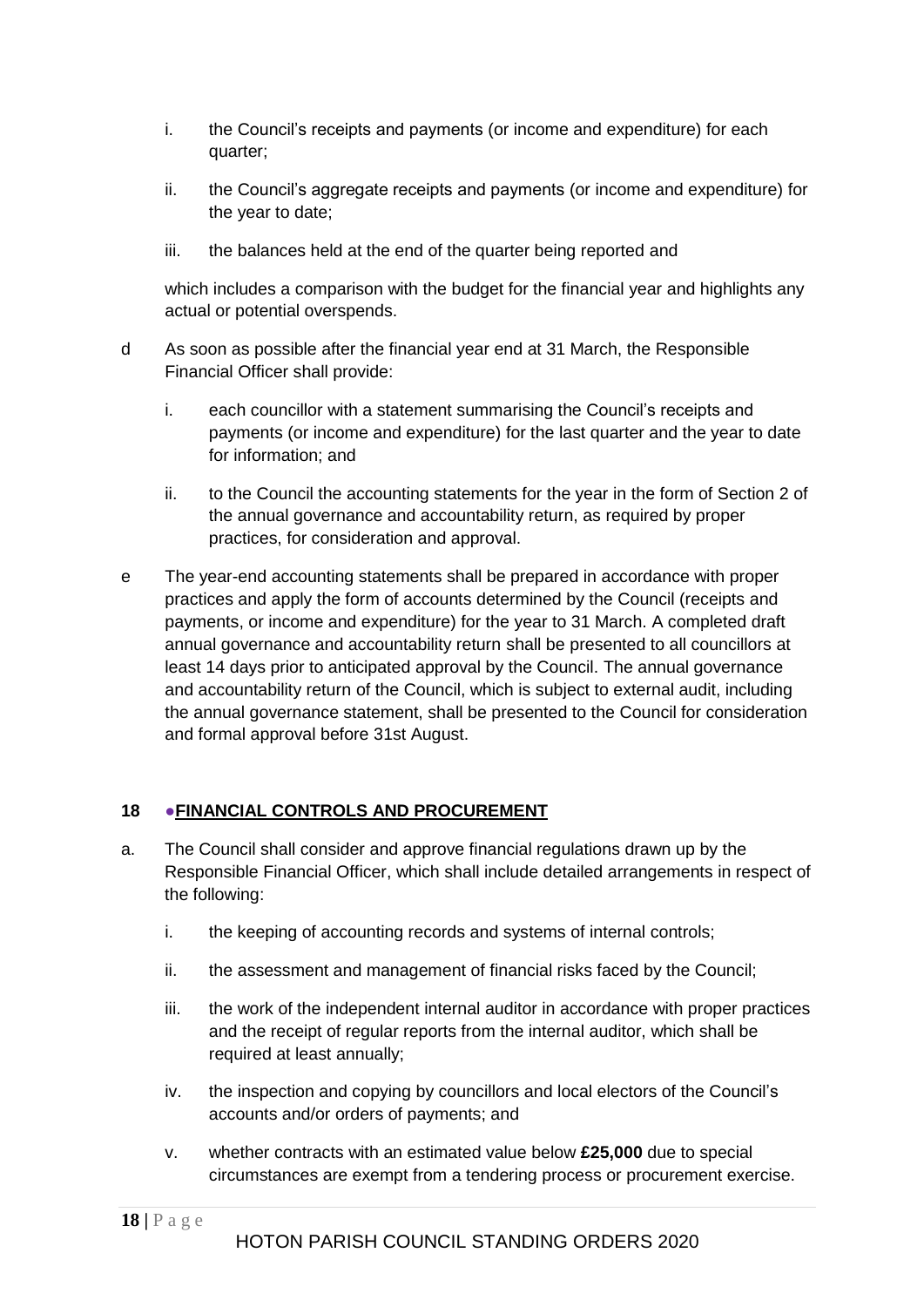i. the Council's receipts and payments (or income and expenditure) for each quarter;

ii. the Council's aggregate receipts and payments (or income and expenditure) for the year to date;

iii. the balances held at the end of the quarter being reported and

which includes a comparison with the budget for the financial year and highlights any actual or potential overspends.

d As soon as possible after the financial year end at 31 March, the Responsible Financial Officer shall provide:

i. each councillor with a statement summarising the Council's receipts and payments (or income and expenditure) for the last quarter and the year to date for information; and

ii. to the Council the accounting statements for the year in the form of Section 2 of the annual governance and accountability return, as required by proper practices, for consideration and approval.

e The year-end accounting statements shall be prepared in accordance with proper practices and apply the form of accounts determined by the Council (receipts and payments, or income and expenditure) for the year to 31 March. A completed draft annual governance and accountability return shall be presented to all councillors at least 14 days prior to anticipated approval by the Council. The annual governance and accountability return of the Council, which is subject to external audit, including the annual governance statement, shall be presented to the Council for consideration and formal approval before 31st August.

## 18 ●FINANCIAL CONTROLS AND PROCUREMENT

a. The Council shall consider and approve financial regulations drawn up by the Responsible Financial Officer, which shall include detailed arrangements in respect of the following:

i. the keeping of accounting records and systems of internal controls;

ii. the assessment and management of financial risks faced by the Council;

iii. the work of the independent internal auditor in accordance with proper practices and the receipt of regular reports from the internal auditor, which shall be required at least annually;

iv. the inspection and copying by councillors and local electors of the Council's accounts and/or orders of payments; and

v. whether contracts with an estimated value below **£25,000** due to special circumstances are exempt from a tendering process or procurement exercise.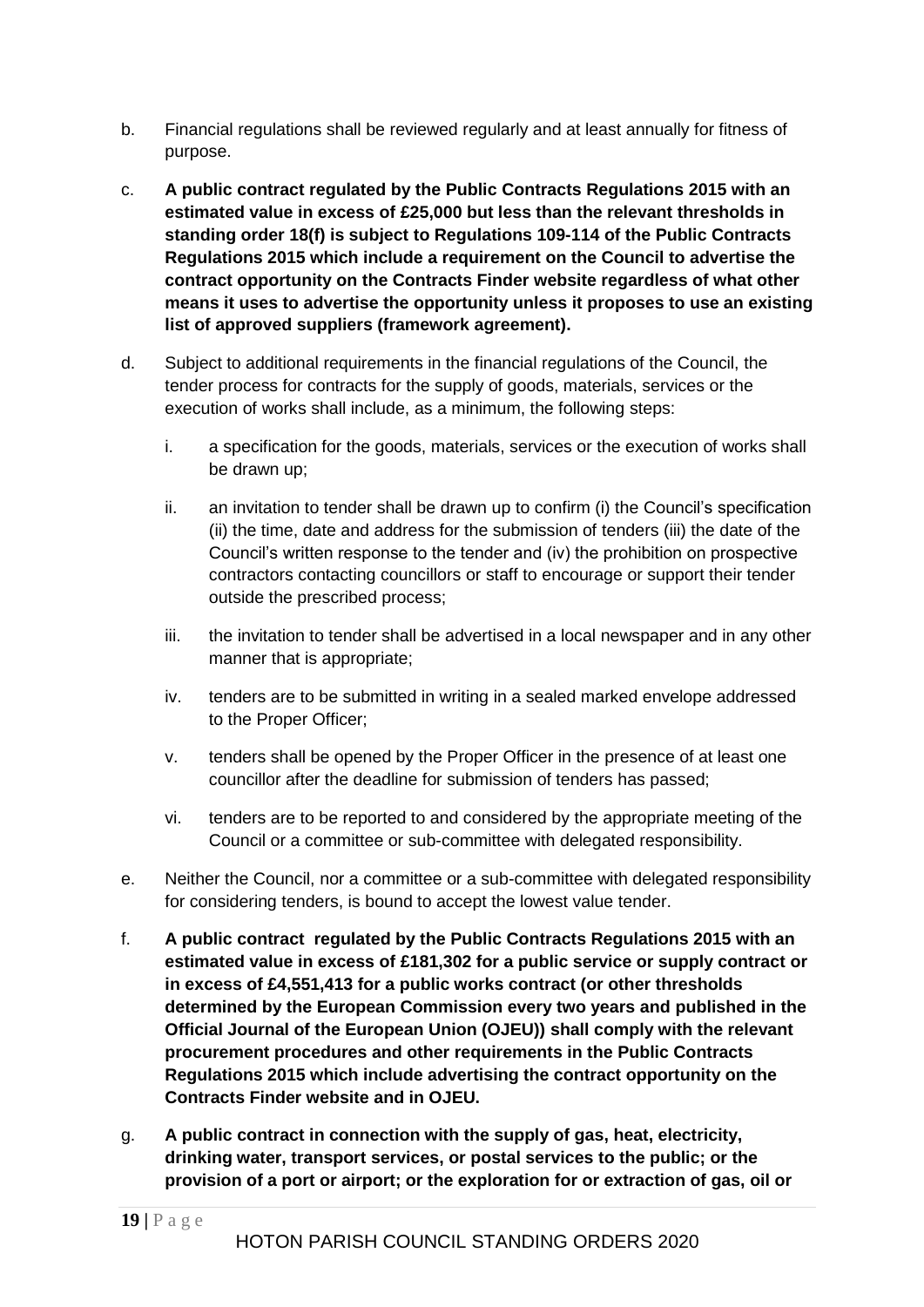b. Financial regulations shall be reviewed regularly and at least annually for fitness of purpose.

c. **A public contract regulated by the Public Contracts Regulations 2015 with an estimated value in excess of £25,000 but less than the relevant thresholds in standing order 18(f) is subject to Regulations 109-114 of the Public Contracts Regulations 2015 which include a requirement on the Council to advertise the contract opportunity on the Contracts Finder website regardless of what other means it uses to advertise the opportunity unless it proposes to use an existing list of approved suppliers (framework agreement).**

d. Subject to additional requirements in the financial regulations of the Council, the tender process for contracts for the supply of goods, materials, services or the execution of works shall include, as a minimum, the following steps:

   i. a specification for the goods, materials, services or the execution of works shall be drawn up;

   ii. an invitation to tender shall be drawn up to confirm (i) the Council's specification (ii) the time, date and address for the submission of tenders (iii) the date of the Council's written response to the tender and (iv) the prohibition on prospective contractors contacting councillors or staff to encourage or support their tender outside the prescribed process;

   iii. the invitation to tender shall be advertised in a local newspaper and in any other manner that is appropriate;

   iv. tenders are to be submitted in writing in a sealed marked envelope addressed to the Proper Officer;

   v. tenders shall be opened by the Proper Officer in the presence of at least one councillor after the deadline for submission of tenders has passed;

   vi. tenders are to be reported to and considered by the appropriate meeting of the Council or a committee or sub-committee with delegated responsibility.

e. Neither the Council, nor a committee or a sub-committee with delegated responsibility for considering tenders, is bound to accept the lowest value tender.

f. **A public contract regulated by the Public Contracts Regulations 2015 with an estimated value in excess of £181,302 for a public service or supply contract or in excess of £4,551,413 for a public works contract (or other thresholds determined by the European Commission every two years and published in the Official Journal of the European Union (OJEU)) shall comply with the relevant procurement procedures and other requirements in the Public Contracts Regulations 2015 which include advertising the contract opportunity on the Contracts Finder website and in OJEU.**

g. **A public contract in connection with the supply of gas, heat, electricity, drinking water, transport services, or postal services to the public; or the provision of a port or airport; or the exploration for or extraction of gas, oil or**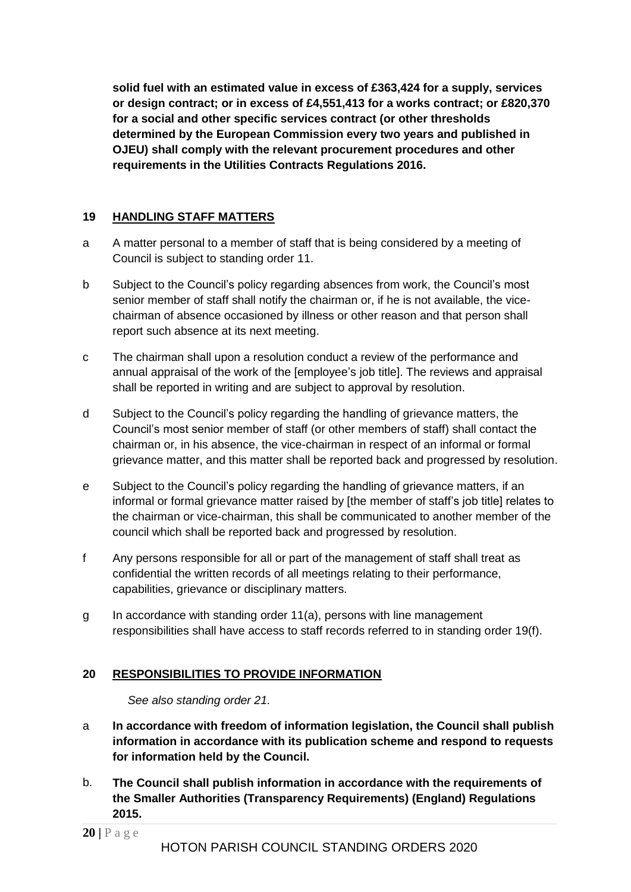**solid fuel with an estimated value in excess of £363,424 for a supply, services or design contract; or in excess of £4,551,413 for a works contract; or £820,370 for a social and other specific services contract (or other thresholds determined by the European Commission every two years and published in OJEU) shall comply with the relevant procurement procedures and other requirements in the Utilities Contracts Regulations 2016.**

## 19 HANDLING STAFF MATTERS

a A matter personal to a member of staff that is being considered by a meeting of Council is subject to standing order 11.

b Subject to the Council's policy regarding absences from work, the Council's most senior member of staff shall notify the chairman or, if he is not available, the vice-chairman of absence occasioned by illness or other reason and that person shall report such absence at its next meeting.

c The chairman shall upon a resolution conduct a review of the performance and annual appraisal of the work of the [employee's job title]. The reviews and appraisal shall be reported in writing and are subject to approval by resolution.

d Subject to the Council's policy regarding the handling of grievance matters, the Council's most senior member of staff (or other members of staff) shall contact the chairman or, in his absence, the vice-chairman in respect of an informal or formal grievance matter, and this matter shall be reported back and progressed by resolution.

e Subject to the Council's policy regarding the handling of grievance matters, if an informal or formal grievance matter raised by [the member of staff's job title] relates to the chairman or vice-chairman, this shall be communicated to another member of the council which shall be reported back and progressed by resolution.

f Any persons responsible for all or part of the management of staff shall treat as confidential the written records of all meetings relating to their performance, capabilities, grievance or disciplinary matters.

g In accordance with standing order 11(a), persons with line management responsibilities shall have access to staff records referred to in standing order 19(f).

## 20 RESPONSIBILITIES TO PROVIDE INFORMATION

*See also standing order 21.*

a **In accordance with freedom of information legislation, the Council shall publish information in accordance with its publication scheme and respond to requests for information held by the Council.**

b. **The Council shall publish information in accordance with the requirements of the Smaller Authorities (Transparency Requirements) (England) Regulations 2015.**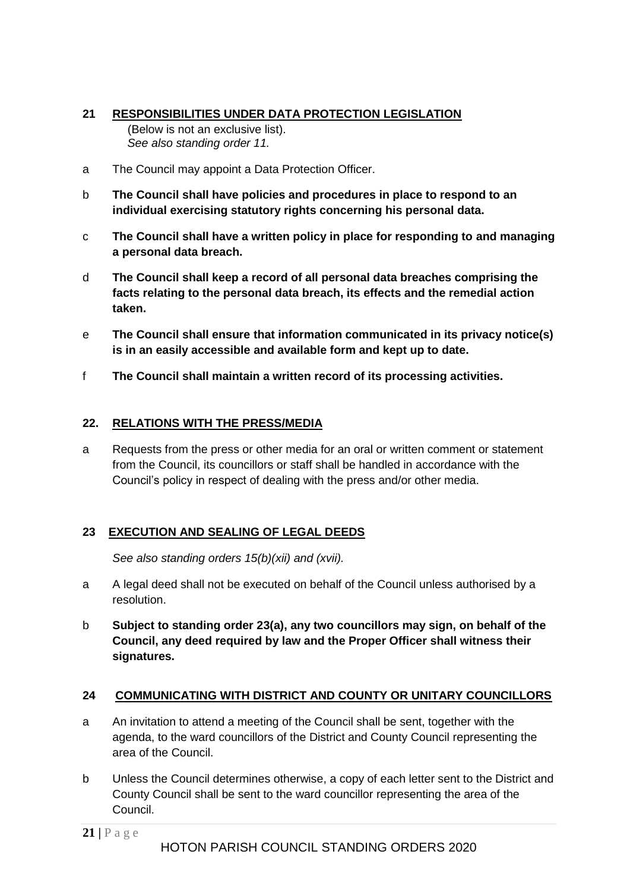## 21 RESPONSIBILITIES UNDER DATA PROTECTION LEGISLATION

(Below is not an exclusive list).
*See also standing order 11.*

a The Council may appoint a Data Protection Officer.

b **The Council shall have policies and procedures in place to respond to an individual exercising statutory rights concerning his personal data.**

c **The Council shall have a written policy in place for responding to and managing a personal data breach.**

d **The Council shall keep a record of all personal data breaches comprising the facts relating to the personal data breach, its effects and the remedial action taken.**

e **The Council shall ensure that information communicated in its privacy notice(s) is in an easily accessible and available form and kept up to date.**

f **The Council shall maintain a written record of its processing activities.**

## 22. RELATIONS WITH THE PRESS/MEDIA

a Requests from the press or other media for an oral or written comment or statement from the Council, its councillors or staff shall be handled in accordance with the Council's policy in respect of dealing with the press and/or other media.

## 23 EXECUTION AND SEALING OF LEGAL DEEDS

*See also standing orders 15(b)(xii) and (xvii).*

a A legal deed shall not be executed on behalf of the Council unless authorised by a resolution.

b **Subject to standing order 23(a), any two councillors may sign, on behalf of the Council, any deed required by law and the Proper Officer shall witness their signatures.**

## 24 COMMUNICATING WITH DISTRICT AND COUNTY OR UNITARY COUNCILLORS

a An invitation to attend a meeting of the Council shall be sent, together with the agenda, to the ward councillors of the District and County Council representing the area of the Council.

b Unless the Council determines otherwise, a copy of each letter sent to the District and County Council shall be sent to the ward councillor representing the area of the Council.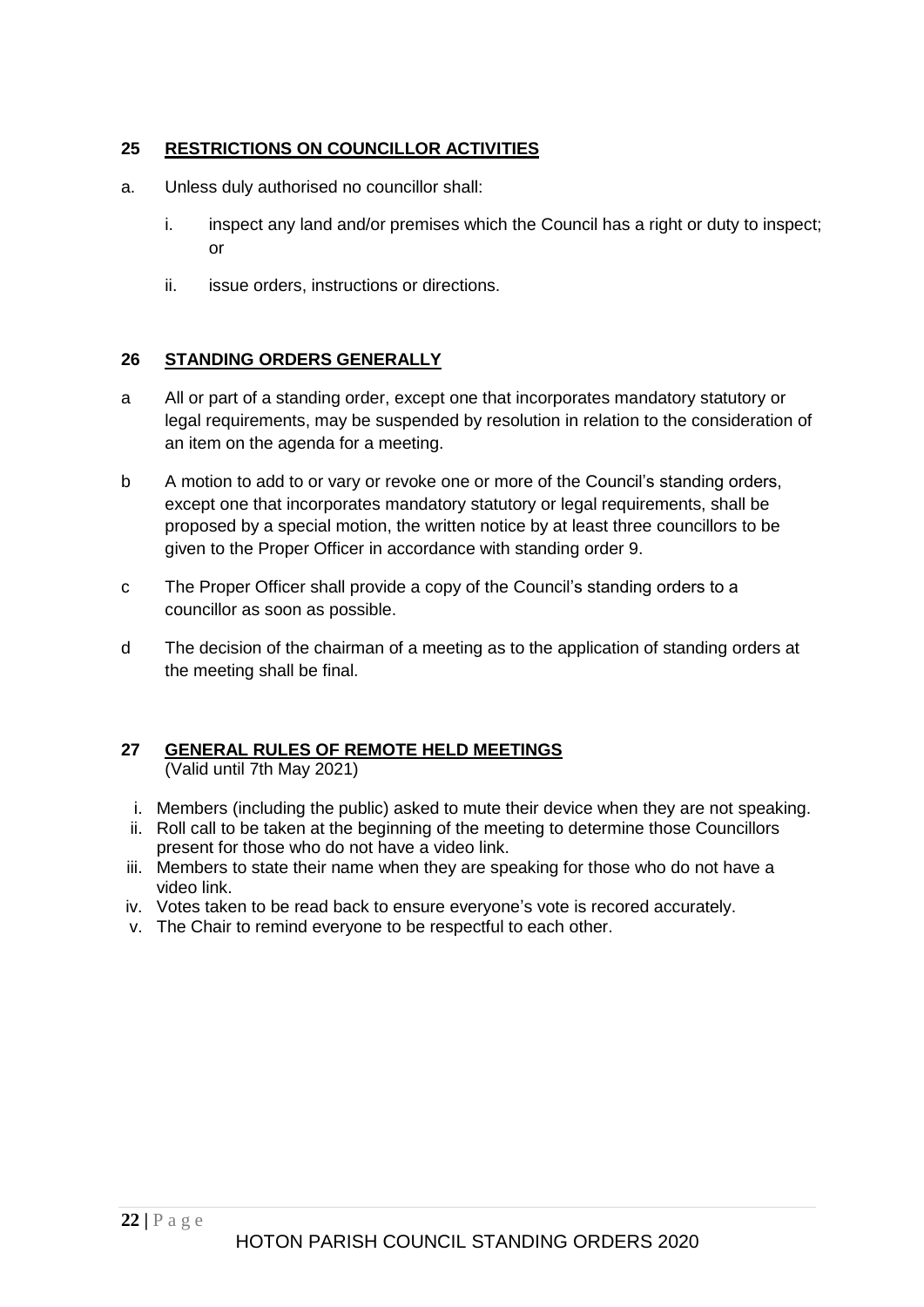## 25 RESTRICTIONS ON COUNCILLOR ACTIVITIES

a. Unless duly authorised no councillor shall:

   i. inspect any land and/or premises which the Council has a right or duty to inspect; or

   ii. issue orders, instructions or directions.

## 26 STANDING ORDERS GENERALLY

a All or part of a standing order, except one that incorporates mandatory statutory or legal requirements, may be suspended by resolution in relation to the consideration of an item on the agenda for a meeting.

b A motion to add to or vary or revoke one or more of the Council's standing orders, except one that incorporates mandatory statutory or legal requirements, shall be proposed by a special motion, the written notice by at least three councillors to be given to the Proper Officer in accordance with standing order 9.

c The Proper Officer shall provide a copy of the Council's standing orders to a councillor as soon as possible.

d The decision of the chairman of a meeting as to the application of standing orders at the meeting shall be final.

## 27 GENERAL RULES OF REMOTE HELD MEETINGS

(Valid until 7th May 2021)

i. Members (including the public) asked to mute their device when they are not speaking.
ii. Roll call to be taken at the beginning of the meeting to determine those Councillors present for those who do not have a video link.
iii. Members to state their name when they are speaking for those who do not have a video link.
iv. Votes taken to be read back to ensure everyone's vote is recored accurately.
v. The Chair to remind everyone to be respectful to each other.